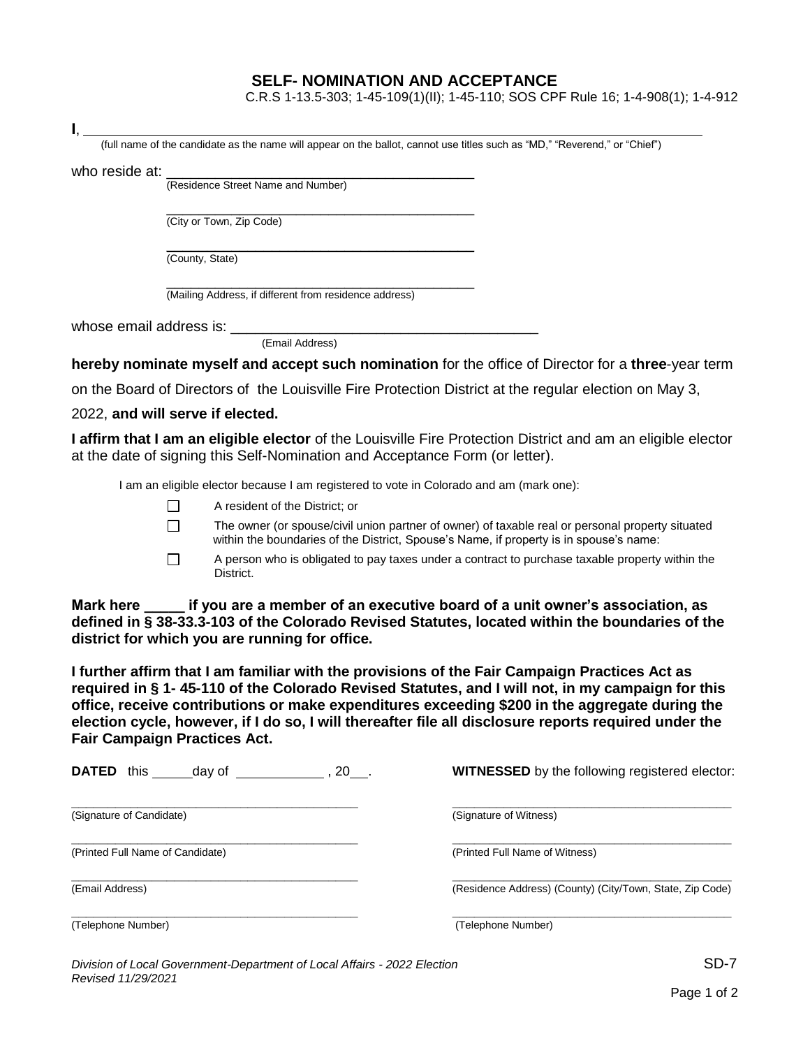## SELF- NOMINATION AND ACCEPTANCE

C.R.S 1-13.5-303; 1-45-109(1)(II); 1-45-110; SOS CPF Rule 16; 1-4-908(1); 1-4-912

**I**, ______________________________________________________________________________

(full name of the candidate as the name will appear on the ballot, cannot use titles such as "MD," "Reverend," or "Chief")

who reside at: ________________________________________

(Residence Street Name and Number)

________________________________________

(City or Town, Zip Code)

________________________________________

(County, State)

________________________________________

(Mailing Address, if different from residence address)

whose email address is: ________________________________________

(Email Address)

**hereby nominate myself and accept such nomination** for the office of Director for a **three**-year term on the Board of Directors of the Louisville Fire Protection District at the regular election on May 3, 2022, **and will serve if elected.**

**I affirm that I am an eligible elector** of the Louisville Fire Protection District and am an eligible elector at the date of signing this Self-Nomination and Acceptance Form (or letter).

I am an eligible elector because I am registered to vote in Colorado and am (mark one):

- ☐ A resident of the District; or
- ☐ The owner (or spouse/civil union partner of owner) of taxable real or personal property situated within the boundaries of the District, Spouse's Name, if property is in spouse's name:
- ☐ A person who is obligated to pay taxes under a contract to purchase taxable property within the District.

**Mark here _____ if you are a member of an executive board of a unit owner's association, as defined in § 38-33.3-103 of the Colorado Revised Statutes, located within the boundaries of the district for which you are running for office.**

**I further affirm that I am familiar with the provisions of the Fair Campaign Practices Act as required in § 1- 45-110 of the Colorado Revised Statutes, and I will not, in my campaign for this office, receive contributions or make expenditures exceeding $200 in the aggregate during the election cycle, however, if I do so, I will thereafter file all disclosure reports required under the Fair Campaign Practices Act.**

**DATED** this _____day of ____________ , 20___.

**WITNESSED** by the following registered elector:

| | |
|---|---|
| ______________________________ | ______________________________ |
| (Signature of Candidate) | (Signature of Witness) |
| ______________________________ | ______________________________ |
| (Printed Full Name of Candidate) | (Printed Full Name of Witness) |
| ______________________________ | ______________________________ |
| (Email Address) | (Residence Address) (County) (City/Town, State, Zip Code) |
| ______________________________ | ______________________________ |
| (Telephone Number) | (Telephone Number) |

*Division of Local Government-Department of Local Affairs - 2022 Election*
*Revised 11/29/2021*

SD-7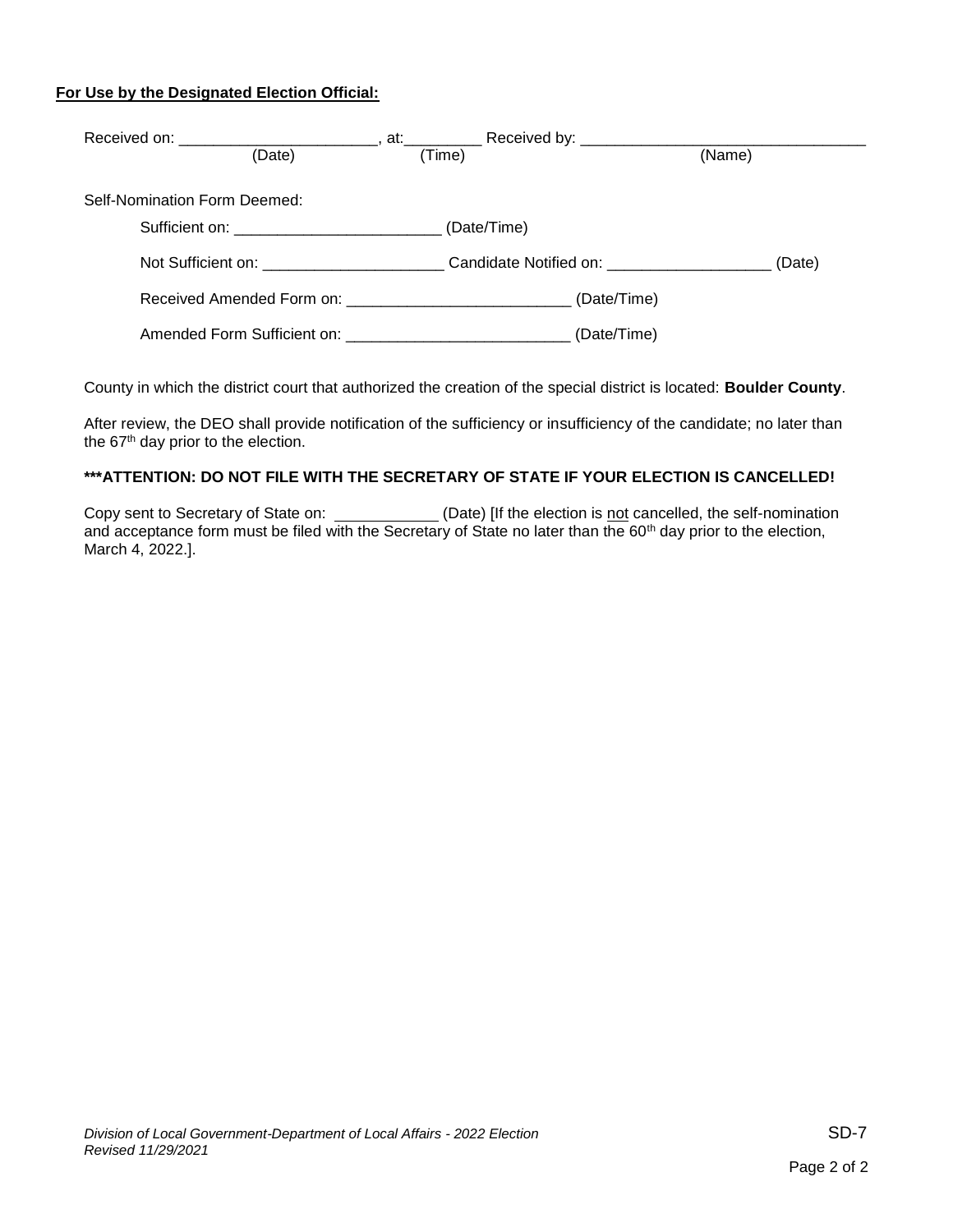**For Use by the Designated Election Official:**

Received on: _______________________, at:_________ Received by: _________________________________
(Date) (Time) (Name)

Self-Nomination Form Deemed:

Sufficient on: ________________________ (Date/Time)

Not Sufficient on: _____________________ Candidate Notified on: ___________________ (Date)

Received Amended Form on: __________________________ (Date/Time)

Amended Form Sufficient on: __________________________ (Date/Time)

County in which the district court that authorized the creation of the special district is located: **Boulder County**.

After review, the DEO shall provide notification of the sufficiency or insufficiency of the candidate; no later than the 67th day prior to the election.

**\*\*\*ATTENTION: DO NOT FILE WITH THE SECRETARY OF STATE IF YOUR ELECTION IS CANCELLED!**

Copy sent to Secretary of State on: ____________ (Date) [If the election is not cancelled, the self-nomination and acceptance form must be filed with the Secretary of State no later than the 60th day prior to the election, March 4, 2022.].

*Division of Local Government-Department of Local Affairs - 2022 Election*
*Revised 11/29/2021*

SD-7